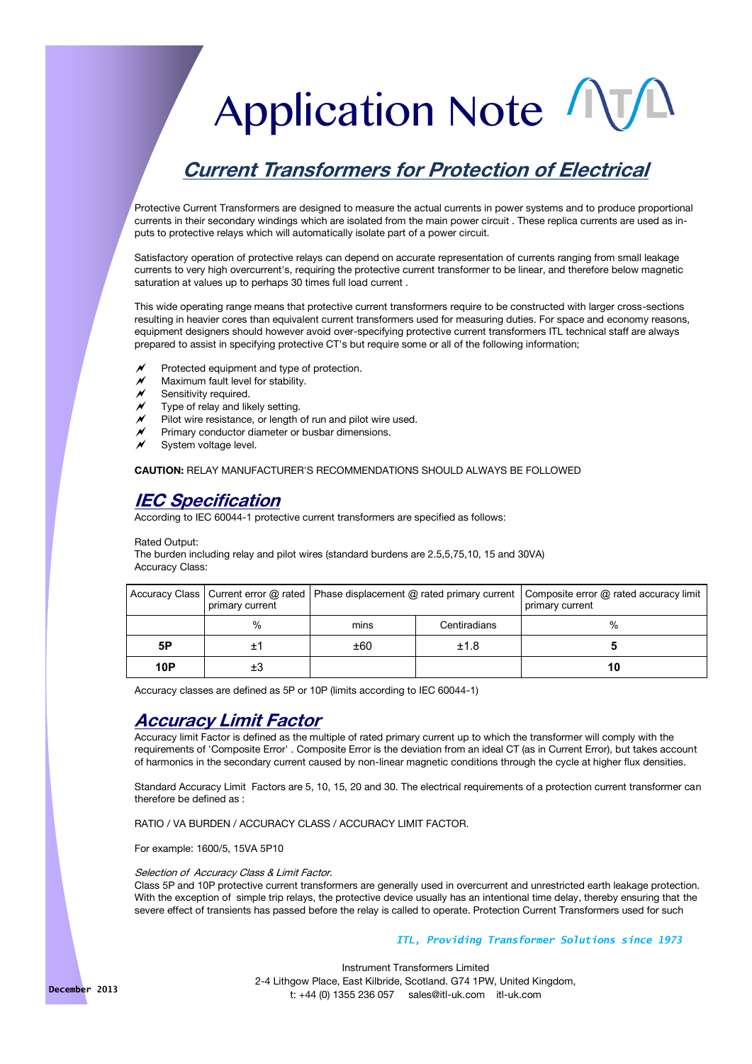# Application Note

## Current Transformers for Protection of Electrical

Protective Current Transformers are designed to measure the actual currents in power systems and to produce proportional currents in their secondary windings which are isolated from the main power circuit . These replica currents are used as inputs to protective relays which will automatically isolate part of a power circuit.

Satisfactory operation of protective relays can depend on accurate representation of currents ranging from small leakage currents to very high overcurrent's, requiring the protective current transformer to be linear, and therefore below magnetic saturation at values up to perhaps 30 times full load current .

This wide operating range means that protective current transformers require to be constructed with larger cross-sections resulting in heavier cores than equivalent current transformers used for measuring duties. For space and economy reasons, equipment designers should however avoid over-specifying protective current transformers ITL technical staff are always prepared to assist in specifying protective CT's but require some or all of the following information;

- Protected equipment and type of protection.
- Maximum fault level for stability.
- Sensitivity required.
- Type of relay and likely setting.
- Pilot wire resistance, or length of run and pilot wire used.
- Primary conductor diameter or busbar dimensions.
- System voltage level.

**CAUTION:** RELAY MANUFACTURER'S RECOMMENDATIONS SHOULD ALWAYS BE FOLLOWED

## IEC Specification

According to IEC 60044-1 protective current transformers are specified as follows:

Rated Output:
The burden including relay and pilot wires (standard burdens are 2.5,5,75,10, 15 and 30VA)
Accuracy Class:

| Accuracy Class | Current error @ rated primary current | Phase displacement @ rated primary current | | Composite error @ rated accuracy limit primary current |
|---|---|---|---|---|
| | % | mins | Centiradians | % |
| **5P** | ±1 | ±60 | ±1.8 | **5** |
| **10P** | ±3 | | | **10** |

Accuracy classes are defined as 5P or 10P (limits according to IEC 60044-1)

## Accuracy Limit Factor

Accuracy limit Factor is defined as the multiple of rated primary current up to which the transformer will comply with the requirements of 'Composite Error' . Composite Error is the deviation from an ideal CT (as in Current Error), but takes account of harmonics in the secondary current caused by non-linear magnetic conditions through the cycle at higher flux densities.

Standard Accuracy Limit Factors are 5, 10, 15, 20 and 30. The electrical requirements of a protection current transformer can therefore be defined as :

RATIO / VA BURDEN / ACCURACY CLASS / ACCURACY LIMIT FACTOR.

For example: 1600/5, 15VA 5P10

*Selection of Accuracy Class & Limit Factor.*

Class 5P and 10P protective current transformers are generally used in overcurrent and unrestricted earth leakage protection. With the exception of simple trip relays, the protective device usually has an intentional time delay, thereby ensuring that the severe effect of transients has passed before the relay is called to operate. Protection Current Transformers used for such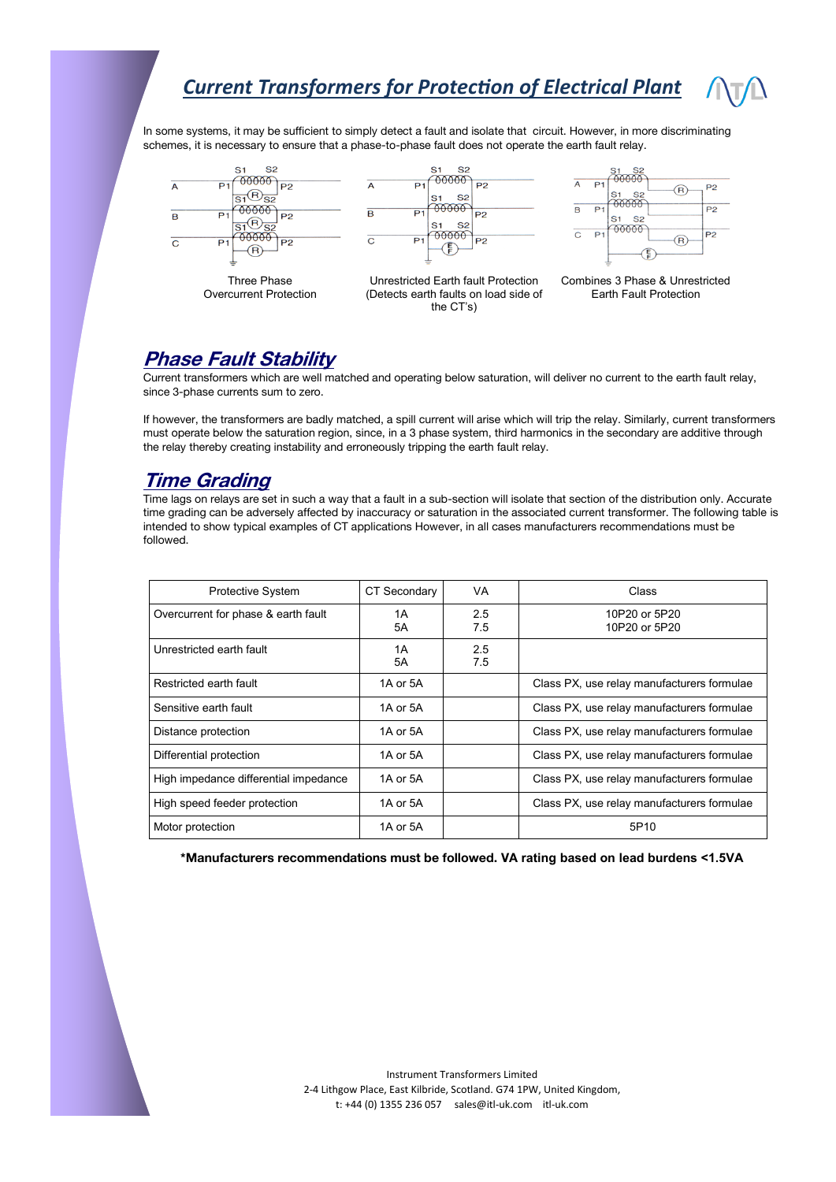# Current Transformers for Protection of Electrical Plant

In some systems, it may be sufficient to simply detect a fault and isolate that circuit. However, in more discriminating schemes, it is necessary to ensure that a phase-to-phase fault does not operate the earth fault relay.

Three Phase Overcurrent Protection

Unrestricted Earth fault Protection (Detects earth faults on load side of the CT's)

Combines 3 Phase & Unrestricted Earth Fault Protection

## Phase Fault Stability

Current transformers which are well matched and operating below saturation, will deliver no current to the earth fault relay, since 3-phase currents sum to zero.

If however, the transformers are badly matched, a spill current will arise which will trip the relay. Similarly, current transformers must operate below the saturation region, since, in a 3 phase system, third harmonics in the secondary are additive through the relay thereby creating instability and erroneously tripping the earth fault relay.

## Time Grading

Time lags on relays are set in such a way that a fault in a sub-section will isolate that section of the distribution only. Accurate time grading can be adversely affected by inaccuracy or saturation in the associated current transformer. The following table is intended to show typical examples of CT applications However, in all cases manufacturers recommendations must be followed.

| Protective System | CT Secondary | VA | Class |
|---|---|---|---|
| Overcurrent for phase & earth fault | 1A<br>5A | 2.5<br>7.5 | 10P20 or 5P20<br>10P20 or 5P20 |
| Unrestricted earth fault | 1A<br>5A | 2.5<br>7.5 | |
| Restricted earth fault | 1A or 5A | | Class PX, use relay manufacturers formulae |
| Sensitive earth fault | 1A or 5A | | Class PX, use relay manufacturers formulae |
| Distance protection | 1A or 5A | | Class PX, use relay manufacturers formulae |
| Differential protection | 1A or 5A | | Class PX, use relay manufacturers formulae |
| High impedance differential impedance | 1A or 5A | | Class PX, use relay manufacturers formulae |
| High speed feeder protection | 1A or 5A | | Class PX, use relay manufacturers formulae |
| Motor protection | 1A or 5A | | 5P10 |

**\*Manufacturers recommendations must be followed. VA rating based on lead burdens <1.5VA**

Instrument Transformers Limited
2-4 Lithgow Place, East Kilbride, Scotland. G74 1PW, United Kingdom,
t: +44 (0) 1355 236 057 sales@itl-uk.com itl-uk.com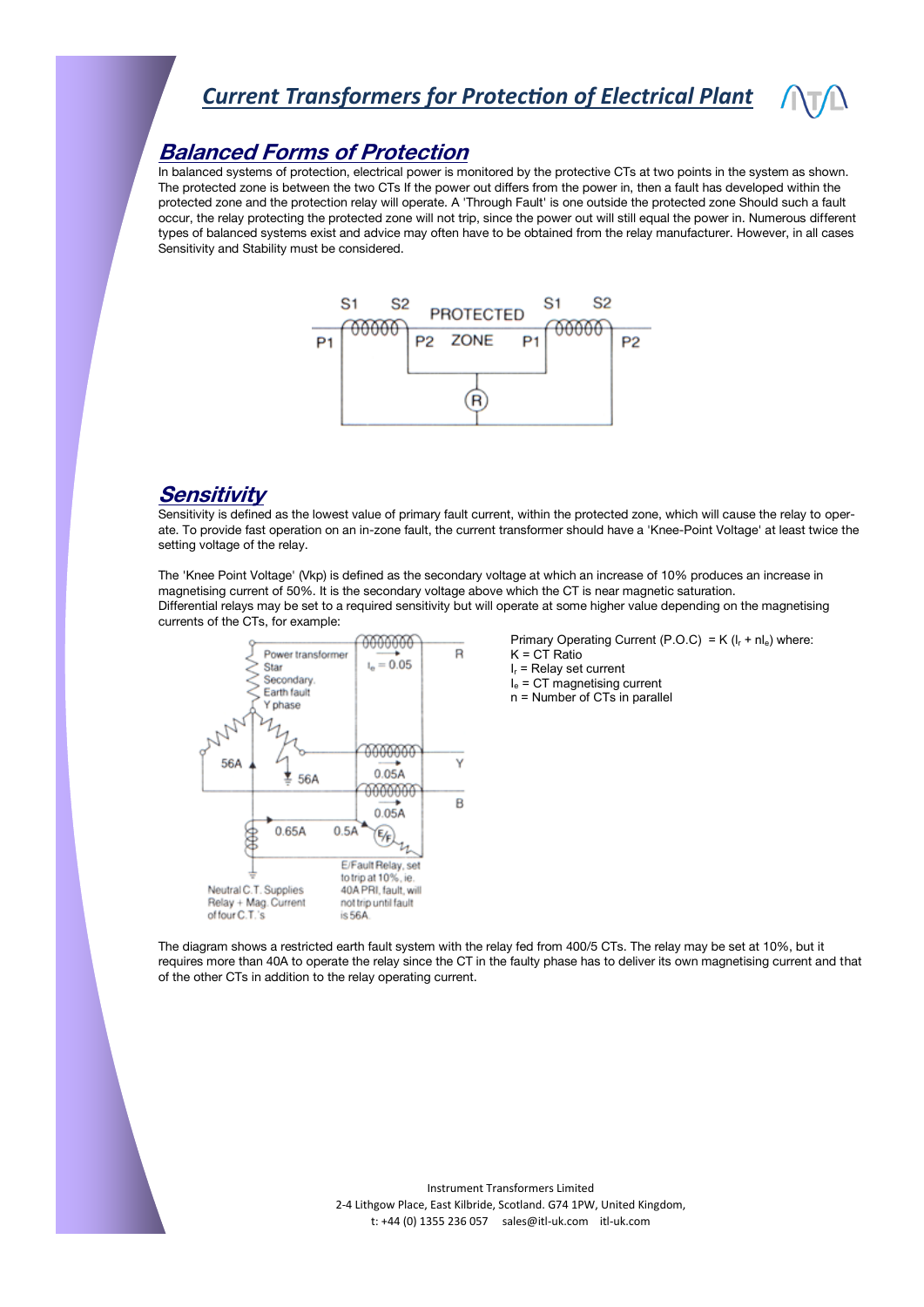## Balanced Forms of Protection

In balanced systems of protection, electrical power is monitored by the protective CTs at two points in the system as shown. The protected zone is between the two CTs If the power out differs from the power in, then a fault has developed within the protected zone and the protection relay will operate. A 'Through Fault' is one outside the protected zone Should such a fault occur, the relay protecting the protected zone will not trip, since the power out will still equal the power in. Numerous different types of balanced systems exist and advice may often have to be obtained from the relay manufacturer. However, in all cases Sensitivity and Stability must be considered.

## Sensitivity

Sensitivity is defined as the lowest value of primary fault current, within the protected zone, which will cause the relay to operate. To provide fast operation on an in-zone fault, the current transformer should have a 'Knee-Point Voltage' at least twice the setting voltage of the relay.

The 'Knee Point Voltage' (Vkp) is defined as the secondary voltage at which an increase of 10% produces an increase in magnetising current of 50%. It is the secondary voltage above which the CT is near magnetic saturation.
Differential relays may be set to a required sensitivity but will operate at some higher value depending on the magnetising currents of the CTs, for example:

Primary Operating Current (P.O.C) $= K(I_r + nI_e)$ where:
K = CT Ratio
$I_r$ = Relay set current
$I_e$ = CT magnetising current
n = Number of CTs in parallel

The diagram shows a restricted earth fault system with the relay fed from 400/5 CTs. The relay may be set at 10%, but it requires more than 40A to operate the relay since the CT in the faulty phase has to deliver its own magnetising current and that of the other CTs in addition to the relay operating current.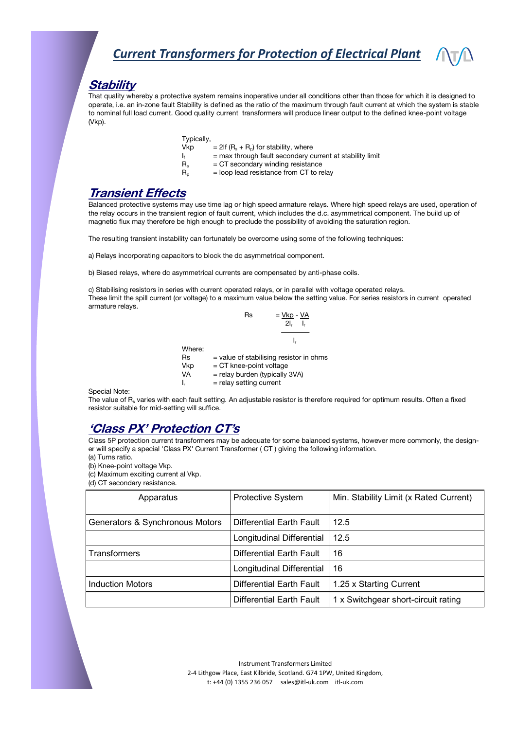# Current Transformers for Protection of Electrical Plant

## Stability

That quality whereby a protective system remains inoperative under all conditions other than those for which it is designed to operate, i.e. an in-zone fault Stability is defined as the ratio of the maximum through fault current at which the system is stable to nominal full load current. Good quality current transformers will produce linear output to the defined knee-point voltage (Vkp).

Typically,

Vkp = $2I_f (R_s + R_p)$ for stability, where

$I_f$ = max through fault secondary current at stability limit

$R_s$ = CT secondary winding resistance

$R_p$ = loop lead resistance from CT to relay

## Transient Effects

Balanced protective systems may use time lag or high speed armature relays. Where high speed relays are used, operation of the relay occurs in the transient region of fault current, which includes the d.c. asymmetrical component. The build up of magnetic flux may therefore be high enough to preclude the possibility of avoiding the saturation region.

The resulting transient instability can fortunately be overcome using some of the following techniques:

a) Relays incorporating capacitors to block the dc asymmetrical component.

b) Biased relays, where dc asymmetrical currents are compensated by anti-phase coils.

c) Stabilising resistors in series with current operated relays, or in parallel with voltage operated relays.
These limit the spill current (or voltage) to a maximum value below the setting value. For series resistors in current operated armature relays.

$$Rs = \frac{\frac{Vkp}{2I_r} - \frac{VA}{I_r}}{I_r}$$

Where:

Rs = value of stabilising resistor in ohms

Vkp = CT knee-point voltage

VA = relay burden (typically 3VA)

$I_r$ = relay setting current

Special Note:
The value of $R_s$ varies with each fault setting. An adjustable resistor is therefore required for optimum results. Often a fixed resistor suitable for mid-setting will suffice.

## 'Class PX' Protection CT's

Class 5P protection current transformers may be adequate for some balanced systems, however more commonly, the designer will specify a special 'Class PX' Current Transformer ( CT ) giving the following information.
(a) Turns ratio.
(b) Knee-point voltage Vkp.
(c) Maximum exciting current al Vkp.
(d) CT secondary resistance.

| Apparatus | Protective System | Min. Stability Limit (x Rated Current) |
|---|---|---|
| Generators & Synchronous Motors | Differential Earth Fault | 12.5 |
| | Longitudinal Differential | 12.5 |
| Transformers | Differential Earth Fault | 16 |
| | Longitudinal Differential | 16 |
| Induction Motors | Differential Earth Fault | 1.25 x Starting Current |
| | Differential Earth Fault | 1 x Switchgear short-circuit rating |

Instrument Transformers Limited
2-4 Lithgow Place, East Kilbride, Scotland. G74 1PW, United Kingdom,
t: +44 (0) 1355 236 057 sales@itl-uk.com itl-uk.com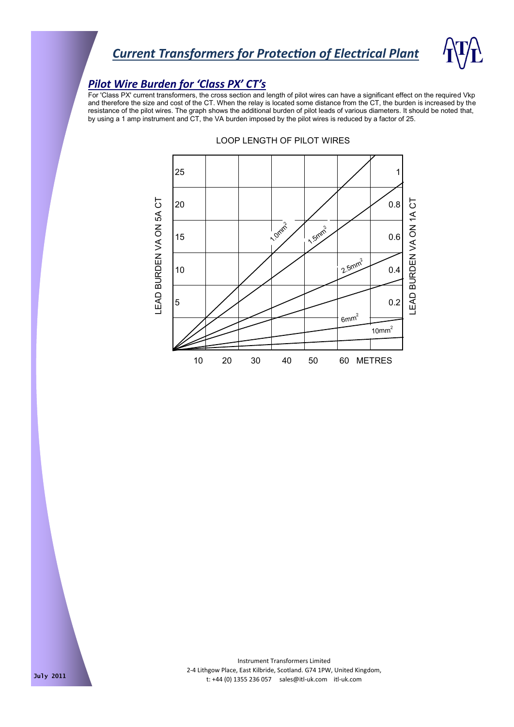# Current Transformers for Protection of Electrical Plant

## *Pilot Wire Burden for 'Class PX' CT's*

For 'Class PX' current transformers, the cross section and length of pilot wires can have a significant effect on the required Vkp and therefore the size and cost of the CT. When the relay is located some distance from the CT, the burden is increased by the resistance of the pilot wires. The graph shows the additional burden of pilot leads of various diameters. It should be noted that, by using a 1 amp instrument and CT, the VA burden imposed by the pilot wires is reduced by a factor of 25.

LOOP LENGTH OF PILOT WIRES

LEAD BURDEN VA ON 5A CT

25
20
15
10
5

LEAD BURDEN VA ON 1A CT

1
0.8
0.6
0.4
0.2

$1.0mm^2$
$1.5mm^2$
$2.5mm^2$
$6mm^2$
$10mm^2$

10 20 30 40 50 60 METRES

Instrument Transformers Limited
2-4 Lithgow Place, East Kilbride, Scotland. G74 1PW, United Kingdom,
t: +44 (0) 1355 236 057 sales@itl-uk.com itl-uk.com

July 2011